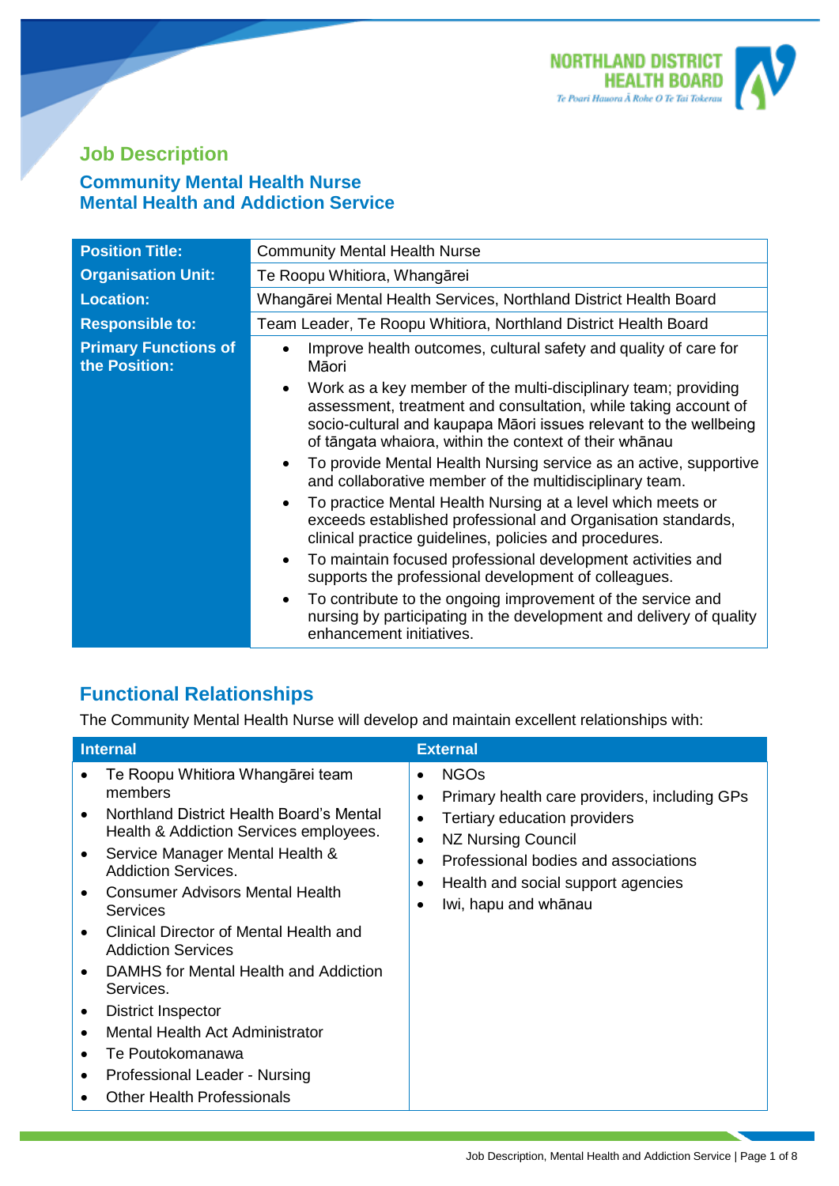# Job Description

## Community Mental Health Nurse
## Mental Health and Addiction Service

| | |
|---|---|
| **Position Title:** | Community Mental Health Nurse |
| **Organisation Unit:** | Te Roopu Whitiora, Whangārei |
| **Location:** | Whangārei Mental Health Services, Northland District Health Board |
| **Responsible to:** | Team Leader, Te Roopu Whitiora, Northland District Health Board |
| **Primary Functions of the Position:** | • Improve health outcomes, cultural safety and quality of care for Māori<br>• Work as a key member of the multi-disciplinary team; providing assessment, treatment and consultation, while taking account of socio-cultural and kaupapa Māori issues relevant to the wellbeing of tāngata whaiora, within the context of their whānau<br>• To provide Mental Health Nursing service as an active, supportive and collaborative member of the multidisciplinary team.<br>• To practice Mental Health Nursing at a level which meets or exceeds established professional and Organisation standards, clinical practice guidelines, policies and procedures.<br>• To maintain focused professional development activities and supports the professional development of colleagues.<br>• To contribute to the ongoing improvement of the service and nursing by participating in the development and delivery of quality enhancement initiatives. |

## Functional Relationships

The Community Mental Health Nurse will develop and maintain excellent relationships with:

| Internal | External |
|---|---|
| • Te Roopu Whitiora Whangārei team members<br>• Northland District Health Board's Mental Health & Addiction Services employees.<br>• Service Manager Mental Health & Addiction Services.<br>• Consumer Advisors Mental Health Services<br>• Clinical Director of Mental Health and Addiction Services<br>• DAMHS for Mental Health and Addiction Services.<br>• District Inspector<br>• Mental Health Act Administrator<br>• Te Poutokomanawa<br>• Professional Leader - Nursing<br>• Other Health Professionals | • NGOs<br>• Primary health care providers, including GPs<br>• Tertiary education providers<br>• NZ Nursing Council<br>• Professional bodies and associations<br>• Health and social support agencies<br>• Iwi, hapu and whānau |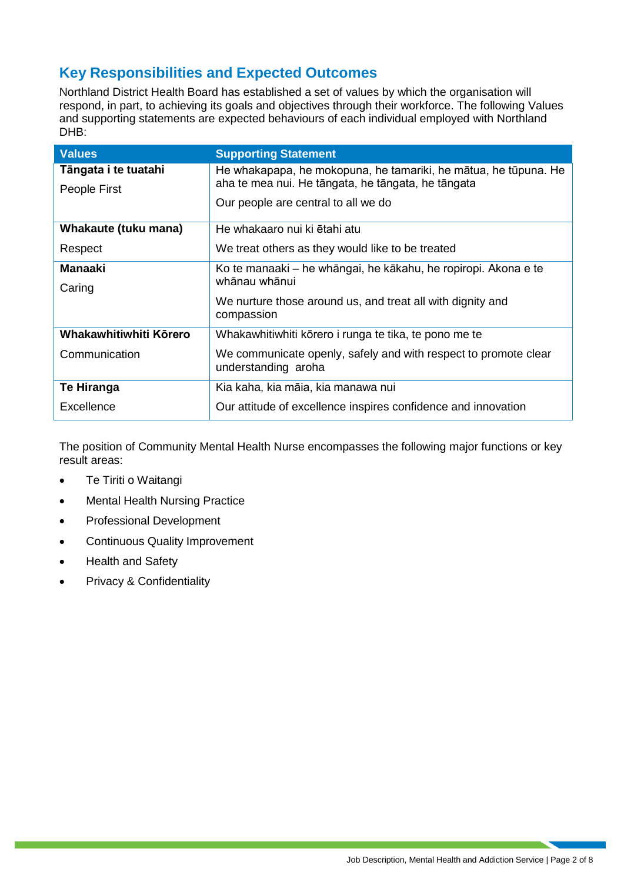## Key Responsibilities and Expected Outcomes

Northland District Health Board has established a set of values by which the organisation will respond, in part, to achieving its goals and objectives through their workforce. The following Values and supporting statements are expected behaviours of each individual employed with Northland DHB:

| Values | Supporting Statement |
|---|---|
| **Tāngata i te tuatahi**<br>People First | He whakapapa, he mokopuna, he tamariki, he mātua, he tūpuna. He aha te mea nui. He tāngata, he tāngata, he tāngata<br>Our people are central to all we do |
| **Whakaute (tuku mana)**<br>Respect | He whakaaro nui ki ētahi atu<br>We treat others as they would like to be treated |
| **Manaaki**<br>Caring | Ko te manaaki – he whāngai, he kākahu, he ropiropi. Akona e te whānau whānui<br>We nurture those around us, and treat all with dignity and compassion |
| **Whakawhitiwhiti Kōrero**<br>Communication | Whakawhitiwhiti kōrero i runga te tika, te pono me te<br>We communicate openly, safely and with respect to promote clear understanding aroha |
| **Te Hiranga**<br>Excellence | Kia kaha, kia māia, kia manawa nui<br>Our attitude of excellence inspires confidence and innovation |

The position of Community Mental Health Nurse encompasses the following major functions or key result areas:

- Te Tiriti o Waitangi
- Mental Health Nursing Practice
- Professional Development
- Continuous Quality Improvement
- Health and Safety
- Privacy & Confidentiality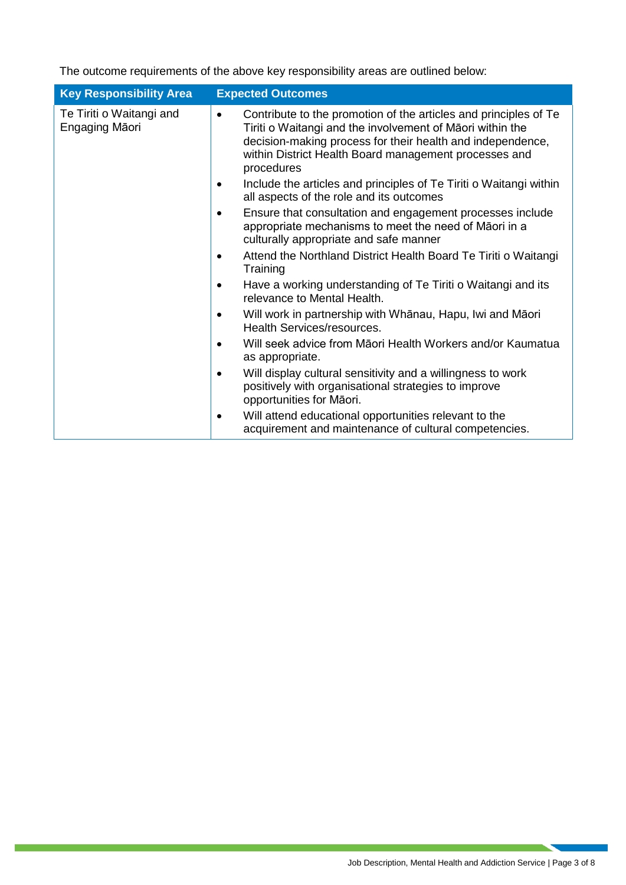The outcome requirements of the above key responsibility areas are outlined below:

| Key Responsibility Area | Expected Outcomes |
|---|---|
| Te Tiriti o Waitangi and Engaging Māori | • Contribute to the promotion of the articles and principles of Te Tiriti o Waitangi and the involvement of Māori within the decision-making process for their health and independence, within District Health Board management processes and procedures<br>• Include the articles and principles of Te Tiriti o Waitangi within all aspects of the role and its outcomes<br>• Ensure that consultation and engagement processes include appropriate mechanisms to meet the need of Māori in a culturally appropriate and safe manner<br>• Attend the Northland District Health Board Te Tiriti o Waitangi Training<br>• Have a working understanding of Te Tiriti o Waitangi and its relevance to Mental Health.<br>• Will work in partnership with Whānau, Hapu, Iwi and Māori Health Services/resources.<br>• Will seek advice from Māori Health Workers and/or Kaumatua as appropriate.<br>• Will display cultural sensitivity and a willingness to work positively with organisational strategies to improve opportunities for Māori.<br>• Will attend educational opportunities relevant to the acquirement and maintenance of cultural competencies. |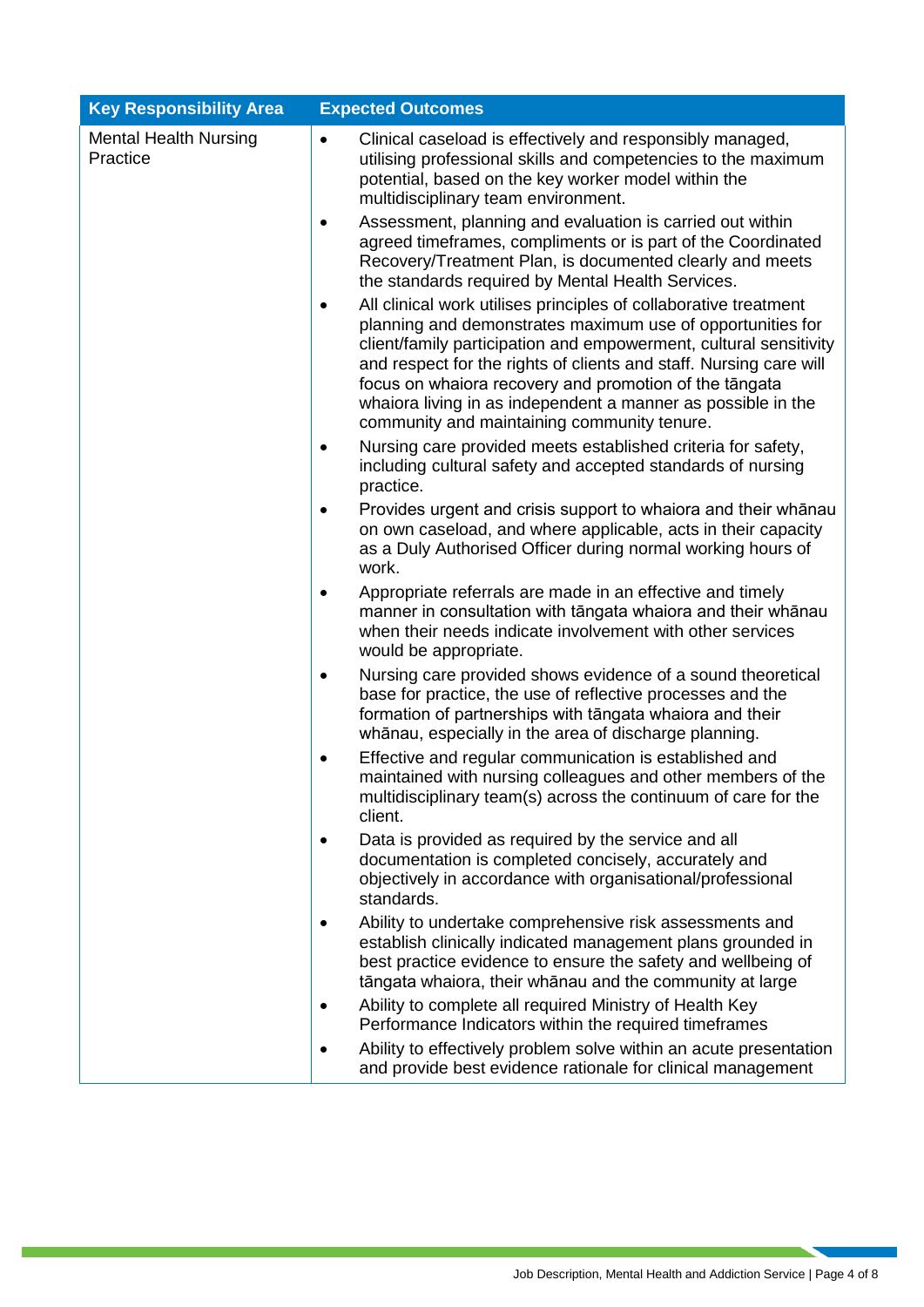| Key Responsibility Area | Expected Outcomes |
| --- | --- |
| Mental Health Nursing Practice | • Clinical caseload is effectively and responsibly managed, utilising professional skills and competencies to the maximum potential, based on the key worker model within the multidisciplinary team environment.<br>• Assessment, planning and evaluation is carried out within agreed timeframes, compliments or is part of the Coordinated Recovery/Treatment Plan, is documented clearly and meets the standards required by Mental Health Services.<br>• All clinical work utilises principles of collaborative treatment planning and demonstrates maximum use of opportunities for client/family participation and empowerment, cultural sensitivity and respect for the rights of clients and staff. Nursing care will focus on whaiora recovery and promotion of the tāngata whaiora living in as independent a manner as possible in the community and maintaining community tenure.<br>• Nursing care provided meets established criteria for safety, including cultural safety and accepted standards of nursing practice.<br>• Provides urgent and crisis support to whaiora and their whānau on own caseload, and where applicable, acts in their capacity as a Duly Authorised Officer during normal working hours of work.<br>• Appropriate referrals are made in an effective and timely manner in consultation with tāngata whaiora and their whānau when their needs indicate involvement with other services would be appropriate.<br>• Nursing care provided shows evidence of a sound theoretical base for practice, the use of reflective processes and the formation of partnerships with tāngata whaiora and their whānau, especially in the area of discharge planning.<br>• Effective and regular communication is established and maintained with nursing colleagues and other members of the multidisciplinary team(s) across the continuum of care for the client.<br>• Data is provided as required by the service and all documentation is completed concisely, accurately and objectively in accordance with organisational/professional standards.<br>• Ability to undertake comprehensive risk assessments and establish clinically indicated management plans grounded in best practice evidence to ensure the safety and wellbeing of tāngata whaiora, their whānau and the community at large<br>• Ability to complete all required Ministry of Health Key Performance Indicators within the required timeframes<br>• Ability to effectively problem solve within an acute presentation and provide best evidence rationale for clinical management |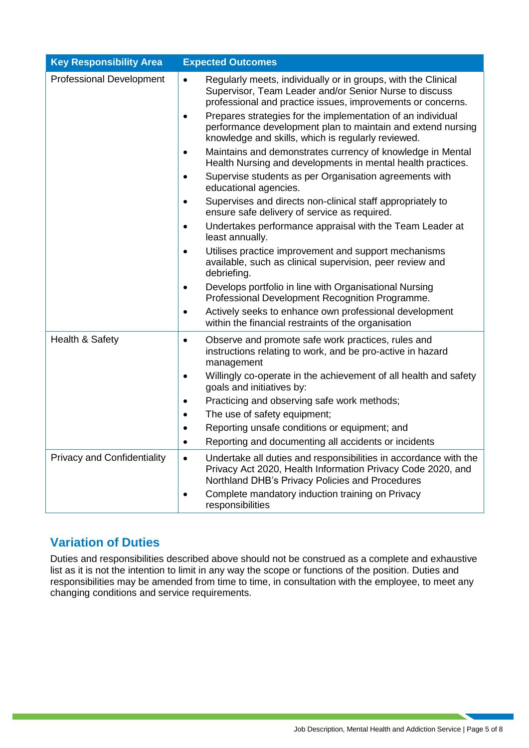| Key Responsibility Area | Expected Outcomes |
|---|---|
| Professional Development | • Regularly meets, individually or in groups, with the Clinical Supervisor, Team Leader and/or Senior Nurse to discuss professional and practice issues, improvements or concerns.<br>• Prepares strategies for the implementation of an individual performance development plan to maintain and extend nursing knowledge and skills, which is regularly reviewed.<br>• Maintains and demonstrates currency of knowledge in Mental Health Nursing and developments in mental health practices.<br>• Supervise students as per Organisation agreements with educational agencies.<br>• Supervises and directs non-clinical staff appropriately to ensure safe delivery of service as required.<br>• Undertakes performance appraisal with the Team Leader at least annually.<br>• Utilises practice improvement and support mechanisms available, such as clinical supervision, peer review and debriefing.<br>• Develops portfolio in line with Organisational Nursing Professional Development Recognition Programme.<br>• Actively seeks to enhance own professional development within the financial restraints of the organisation |
| Health & Safety | • Observe and promote safe work practices, rules and instructions relating to work, and be pro-active in hazard management<br>• Willingly co-operate in the achievement of all health and safety goals and initiatives by:<br>• Practicing and observing safe work methods;<br>• The use of safety equipment;<br>• Reporting unsafe conditions or equipment; and<br>• Reporting and documenting all accidents or incidents |
| Privacy and Confidentiality | • Undertake all duties and responsibilities in accordance with the Privacy Act 2020, Health Information Privacy Code 2020, and Northland DHB's Privacy Policies and Procedures<br>• Complete mandatory induction training on Privacy responsibilities |

## Variation of Duties

Duties and responsibilities described above should not be construed as a complete and exhaustive list as it is not the intention to limit in any way the scope or functions of the position. Duties and responsibilities may be amended from time to time, in consultation with the employee, to meet any changing conditions and service requirements.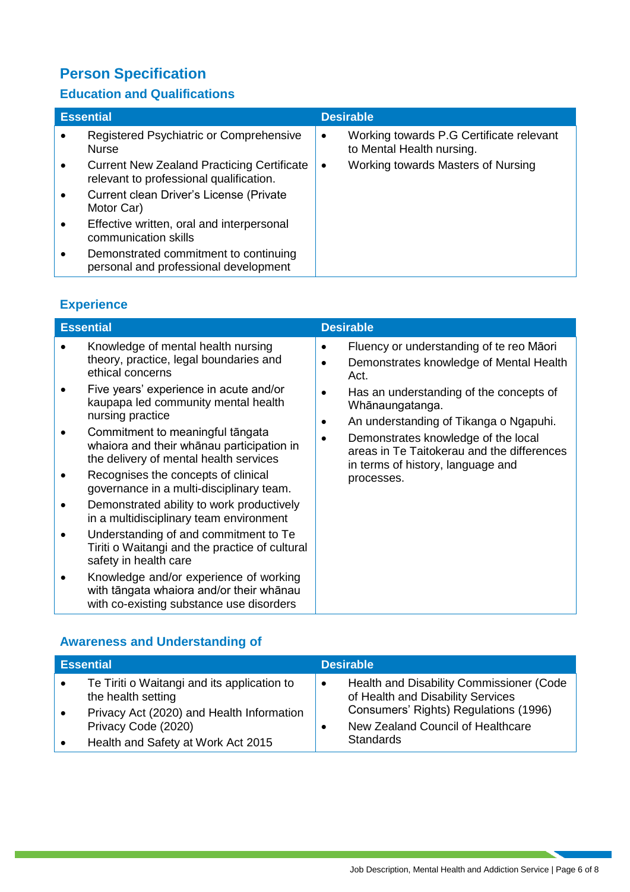# Person Specification

## Education and Qualifications

| Essential | Desirable |
|---|---|
| • Registered Psychiatric or Comprehensive Nurse<br>• Current New Zealand Practicing Certificate relevant to professional qualification.<br>• Current clean Driver's License (Private Motor Car)<br>• Effective written, oral and interpersonal communication skills<br>• Demonstrated commitment to continuing personal and professional development | • Working towards P.G Certificate relevant to Mental Health nursing.<br>• Working towards Masters of Nursing |

## Experience

| Essential | Desirable |
|---|---|
| • Knowledge of mental health nursing theory, practice, legal boundaries and ethical concerns<br>• Five years' experience in acute and/or kaupapa led community mental health nursing practice<br>• Commitment to meaningful tāngata whaiora and their whānau participation in the delivery of mental health services<br>• Recognises the concepts of clinical governance in a multi-disciplinary team.<br>• Demonstrated ability to work productively in a multidisciplinary team environment<br>• Understanding of and commitment to Te Tiriti o Waitangi and the practice of cultural safety in health care<br>• Knowledge and/or experience of working with tāngata whaiora and/or their whānau with co-existing substance use disorders | • Fluency or understanding of te reo Māori<br>• Demonstrates knowledge of Mental Health Act.<br>• Has an understanding of the concepts of Whānaungatanga.<br>• An understanding of Tikanga o Ngapuhi.<br>• Demonstrates knowledge of the local areas in Te Taitokerau and the differences in terms of history, language and processes. |

## Awareness and Understanding of

| Essential | Desirable |
|---|---|
| • Te Tiriti o Waitangi and its application to the health setting<br>• Privacy Act (2020) and Health Information Privacy Code (2020)<br>• Health and Safety at Work Act 2015 | • Health and Disability Commissioner (Code of Health and Disability Services Consumers' Rights) Regulations (1996)<br>• New Zealand Council of Healthcare Standards |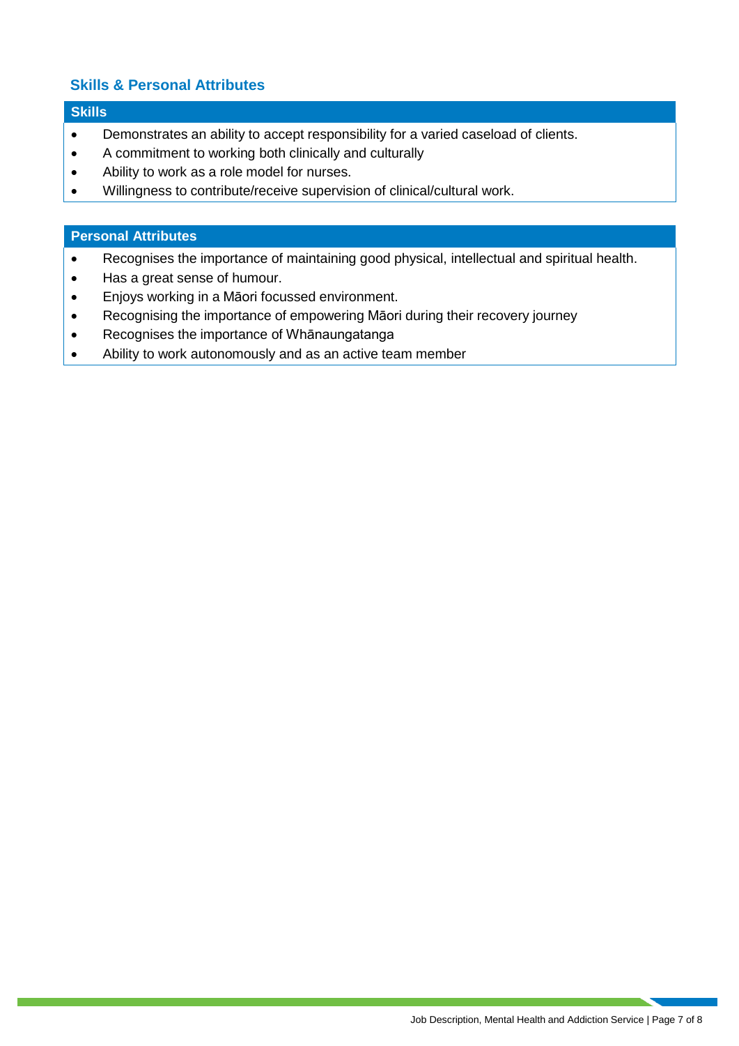## Skills & Personal Attributes

### Skills

- Demonstrates an ability to accept responsibility for a varied caseload of clients.
- A commitment to working both clinically and culturally
- Ability to work as a role model for nurses.
- Willingness to contribute/receive supervision of clinical/cultural work.

### Personal Attributes

- Recognises the importance of maintaining good physical, intellectual and spiritual health.
- Has a great sense of humour.
- Enjoys working in a Māori focussed environment.
- Recognising the importance of empowering Māori during their recovery journey
- Recognises the importance of Whānaungatanga
- Ability to work autonomously and as an active team member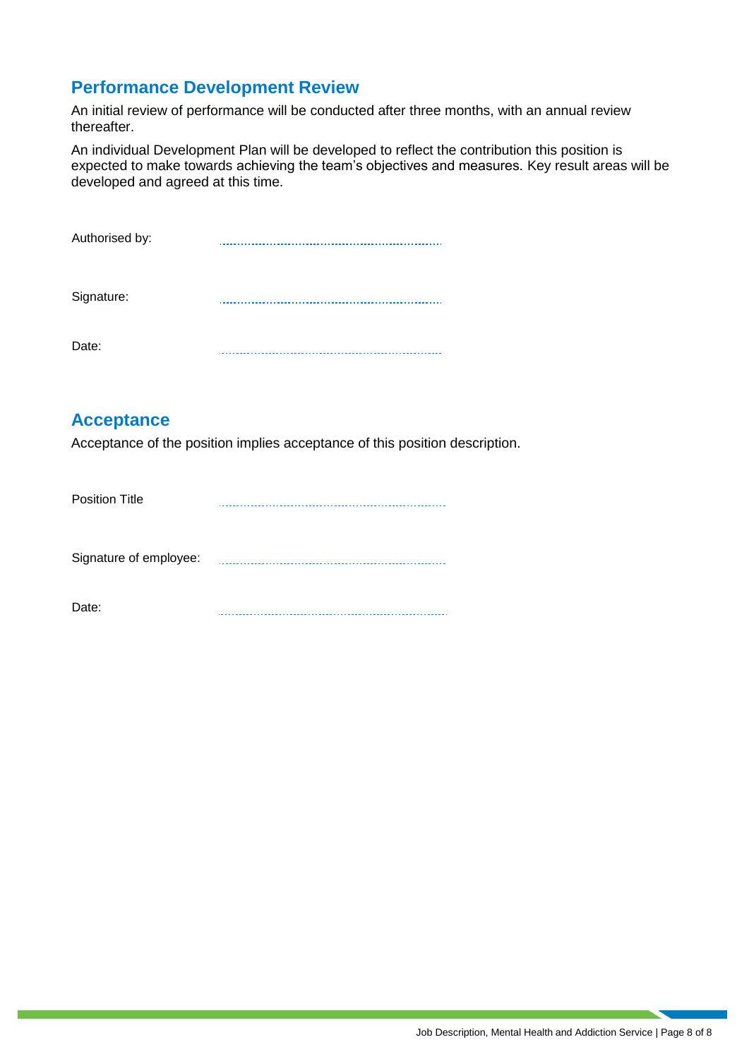## Performance Development Review

An initial review of performance will be conducted after three months, with an annual review thereafter.

An individual Development Plan will be developed to reflect the contribution this position is expected to make towards achieving the team's objectives and measures. Key result areas will be developed and agreed at this time.

Authorised by: ..........................................................

Signature: ..........................................................

Date: ..........................................................

## Acceptance

Acceptance of the position implies acceptance of this position description.

Position Title ..........................................................

Signature of employee: ..........................................................

Date: ..........................................................